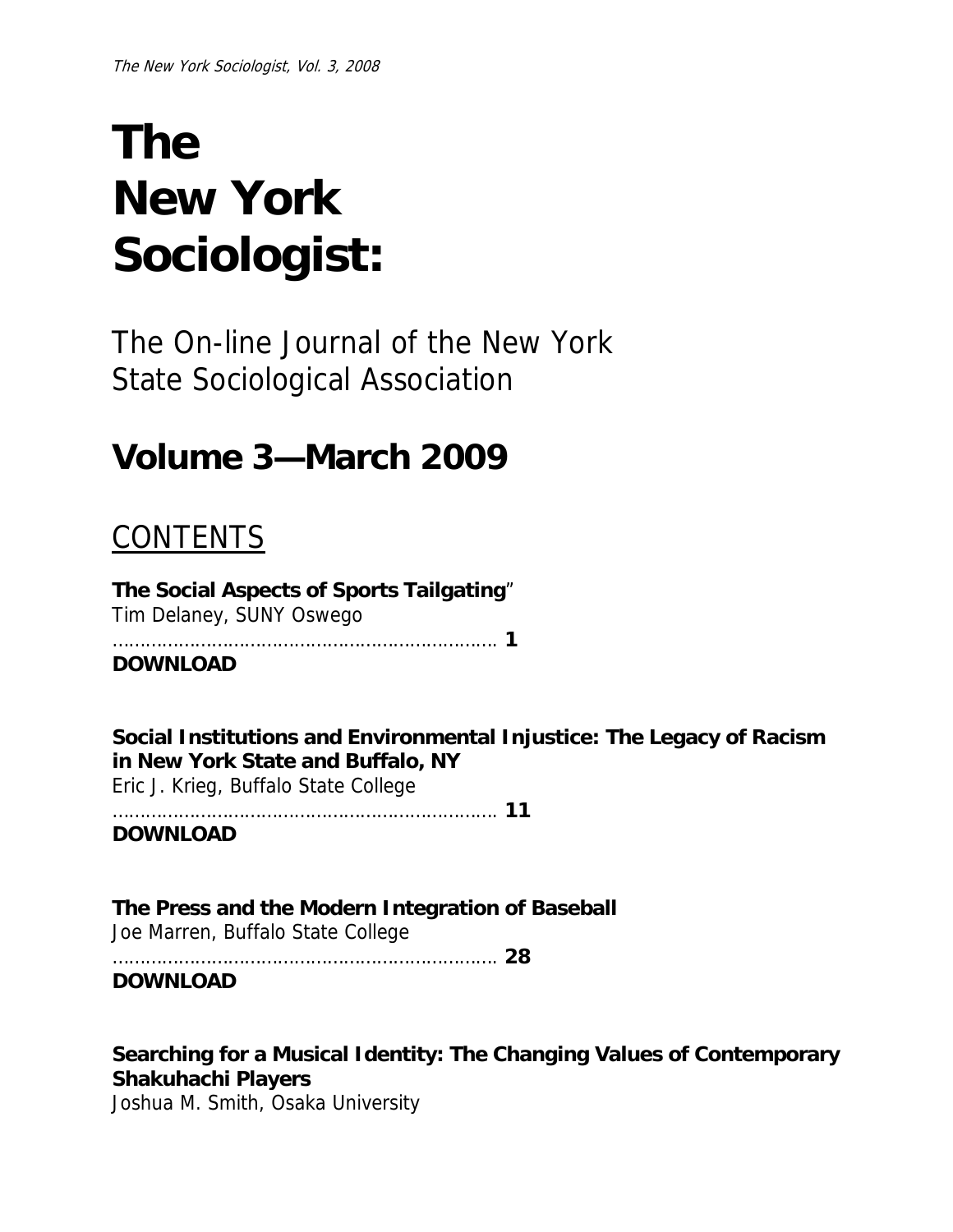# The New York Sociologist:

The On-line Journal of the New York State Sociological Association

## Volume 3—March 2009

## CONTENTS

**The Social Aspects of Sports Tailgating**"
Tim Delaney, SUNY Oswego
……………………………………………………………… **1**
**DOWNLOAD**

**Social Institutions and Environmental Injustice: The Legacy of Racism in New York State and Buffalo, NY**
Eric J. Krieg, Buffalo State College
……………………………………………………………… **11**
**DOWNLOAD**

**The Press and the Modern Integration of Baseball**
Joe Marren, Buffalo State College
……………………………………………………………… **28**
**DOWNLOAD**

**Searching for a Musical Identity: The Changing Values of Contemporary Shakuhachi Players**
Joshua M. Smith, Osaka University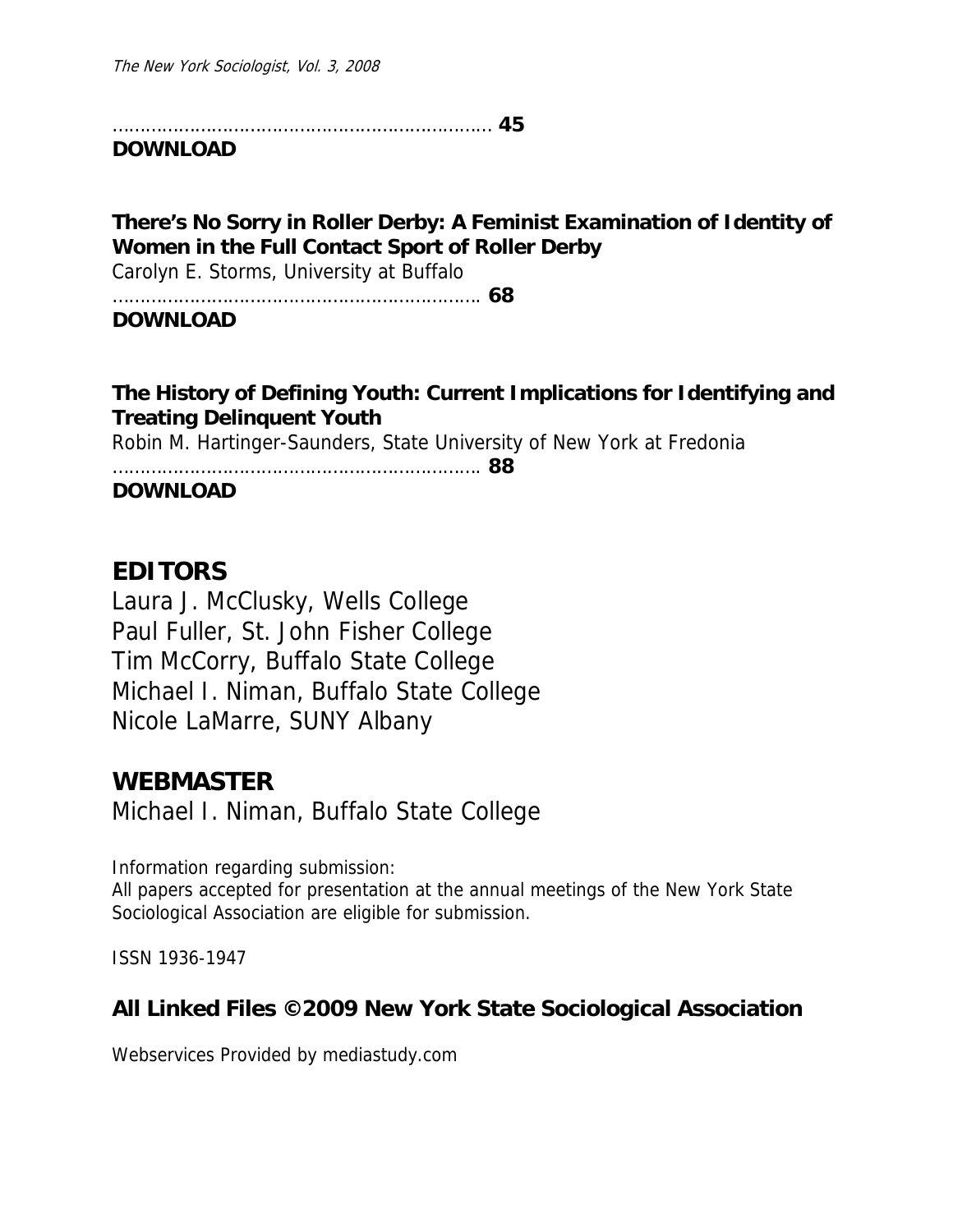………………………………………………………… **45**
**DOWNLOAD**

**There's No Sorry in Roller Derby: A Feminist Examination of Identity of Women in the Full Contact Sport of Roller Derby**
Carolyn E. Storms, University at Buffalo
………………………………………………………… **68**
**DOWNLOAD**

**The History of Defining Youth: Current Implications for Identifying and Treating Delinquent Youth**
Robin M. Hartinger-Saunders, State University of New York at Fredonia
………………………………………………………… **88**
**DOWNLOAD**

## EDITORS

Laura J. McClusky, Wells College
Paul Fuller, St. John Fisher College
Tim McCorry, Buffalo State College
Michael I. Niman, Buffalo State College
Nicole LaMarre, SUNY Albany

## WEBMASTER

Michael I. Niman, Buffalo State College

Information regarding submission:
All papers accepted for presentation at the annual meetings of the New York State Sociological Association are eligible for submission.

ISSN 1936-1947

**All Linked Files ©2009 New York State Sociological Association**

Webservices Provided by mediastudy.com